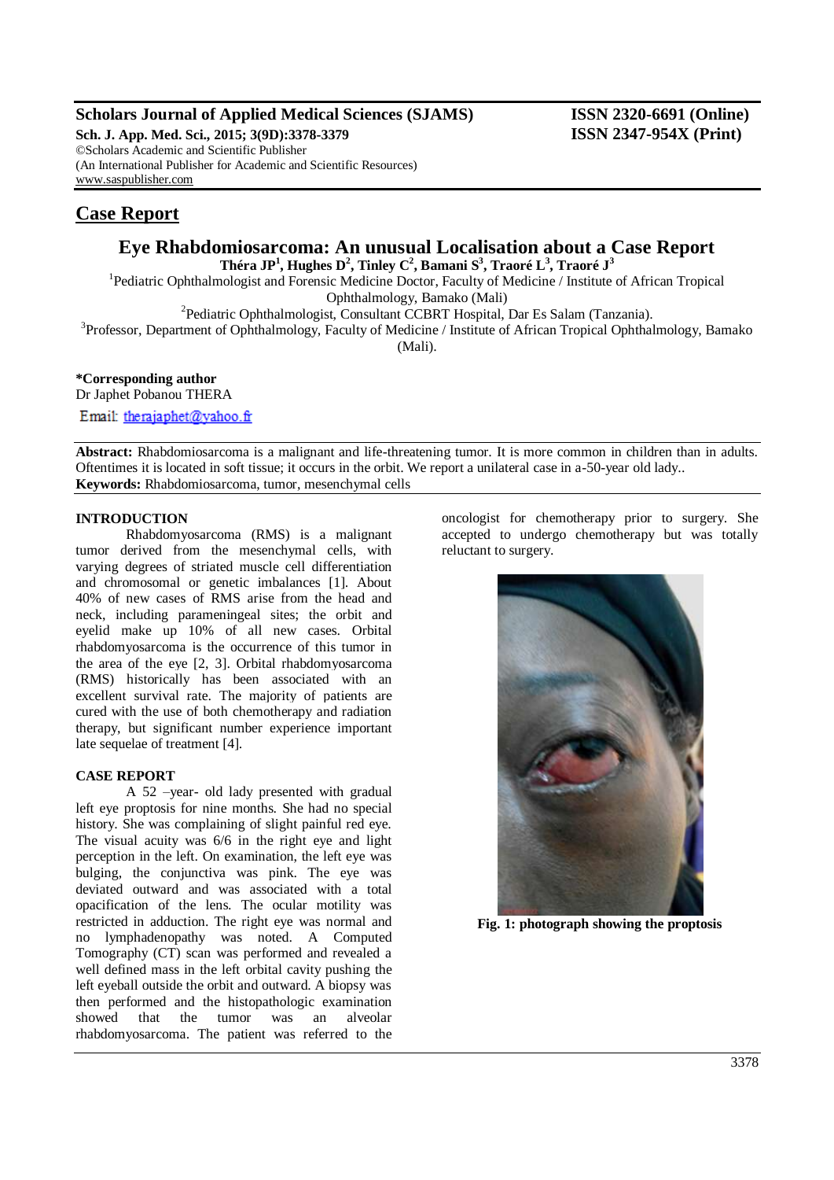## Case Report

# Eye Rhabdomiosarcoma: An unusual Localisation about a Case Report

**Théra JP[1], Hughes D[2], Tinley C[2], Bamani S[3], Traoré L[3], Traoré J[3]**

[1]Pediatric Ophthalmologist and Forensic Medicine Doctor, Faculty of Medicine / Institute of African Tropical Ophthalmology, Bamako (Mali)

[2]Pediatric Ophthalmologist, Consultant CCBRT Hospital, Dar Es Salam (Tanzania).

[3]Professor, Department of Ophthalmology, Faculty of Medicine / Institute of African Tropical Ophthalmology, Bamako (Mali).

**\*Corresponding author**
Dr Japhet Pobanou THERA
Email: therajaphet@yahoo.fr

**Abstract:** Rhabdomiosarcoma is a malignant and life-threatening tumor. It is more common in children than in adults. Oftentimes it is located in soft tissue; it occurs in the orbit. We report a unilateral case in a-50-year old lady..

**Keywords:** Rhabdomiosarcoma, tumor, mesenchymal cells

### INTRODUCTION

Rhabdomyosarcoma (RMS) is a malignant tumor derived from the mesenchymal cells, with varying degrees of striated muscle cell differentiation and chromosomal or genetic imbalances [1]. About 40% of new cases of RMS arise from the head and neck, including parameningeal sites; the orbit and eyelid make up 10% of all new cases. Orbital rhabdomyosarcoma is the occurrence of this tumor in the area of the eye [2, 3]. Orbital rhabdomyosarcoma (RMS) historically has been associated with an excellent survival rate. The majority of patients are cured with the use of both chemotherapy and radiation therapy, but significant number experience important late sequelae of treatment [4].

### CASE REPORT

A 52 –year- old lady presented with gradual left eye proptosis for nine months. She had no special history. She was complaining of slight painful red eye. The visual acuity was 6/6 in the right eye and light perception in the left. On examination, the left eye was bulging, the conjunctiva was pink. The eye was deviated outward and was associated with a total opacification of the lens. The ocular motility was restricted in adduction. The right eye was normal and no lymphadenopathy was noted. A Computed Tomography (CT) scan was performed and revealed a well defined mass in the left orbital cavity pushing the left eyeball outside the orbit and outward. A biopsy was then performed and the histopathologic examination showed that the tumor was an alveolar rhabdomyosarcoma. The patient was referred to the oncologist for chemotherapy prior to surgery. She accepted to undergo chemotherapy but was totally reluctant to surgery.

**Fig. 1: photograph showing the proptosis**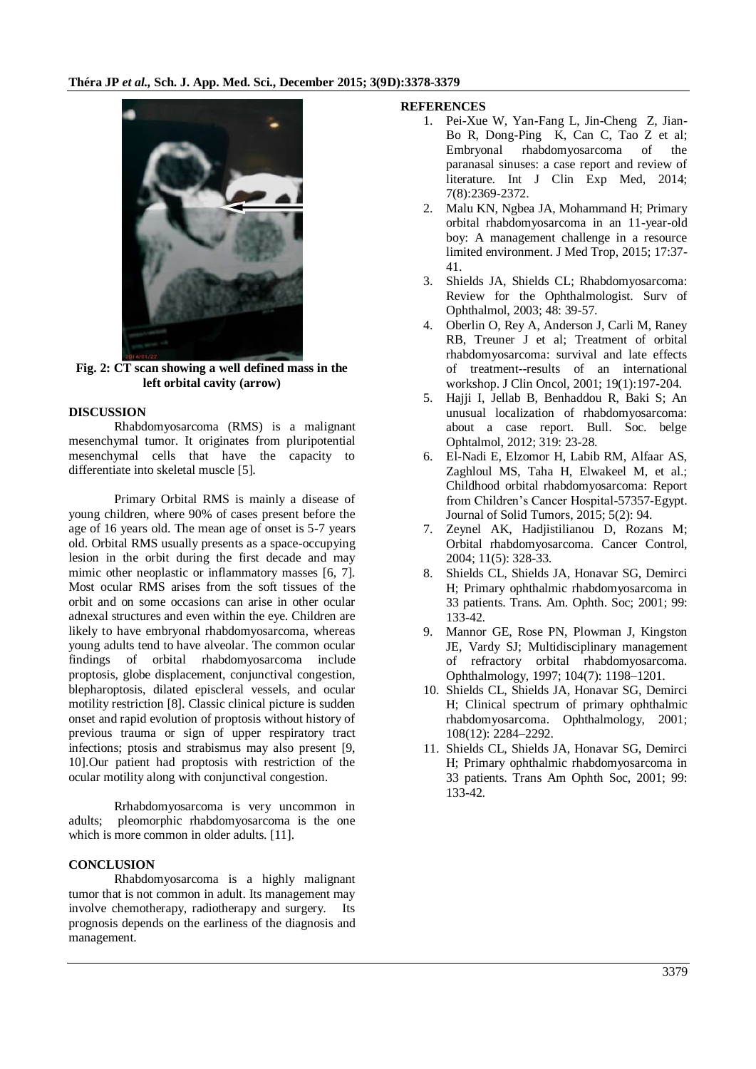**Fig. 2: CT scan showing a well defined mass in the left orbital cavity (arrow)**

## DISCUSSION

Rhabdomyosarcoma (RMS) is a malignant mesenchymal tumor. It originates from pluripotential mesenchymal cells that have the capacity to differentiate into skeletal muscle [5].

Primary Orbital RMS is mainly a disease of young children, where 90% of cases present before the age of 16 years old. The mean age of onset is 5-7 years old. Orbital RMS usually presents as a space-occupying lesion in the orbit during the first decade and may mimic other neoplastic or inflammatory masses [6, 7]. Most ocular RMS arises from the soft tissues of the orbit and on some occasions can arise in other ocular adnexal structures and even within the eye. Children are likely to have embryonal rhabdomyosarcoma, whereas young adults tend to have alveolar. The common ocular findings of orbital rhabdomyosarcoma include proptosis, globe displacement, conjunctival congestion, blepharoptosis, dilated episcleral vessels, and ocular motility restriction [8]. Classic clinical picture is sudden onset and rapid evolution of proptosis without history of previous trauma or sign of upper respiratory tract infections; ptosis and strabismus may also present [9, 10].Our patient had proptosis with restriction of the ocular motility along with conjunctival congestion.

Rrhabdomyosarcoma is very uncommon in adults; pleomorphic rhabdomyosarcoma is the one which is more common in older adults. [11].

## CONCLUSION

Rhabdomyosarcoma is a highly malignant tumor that is not common in adult. Its management may involve chemotherapy, radiotherapy and surgery. Its prognosis depends on the earliness of the diagnosis and management.

## REFERENCES

1. Pei-Xue W, Yan-Fang L, Jin-Cheng Z, Jian-Bo R, Dong-Ping K, Can C, Tao Z et al; Embryonal rhabdomyosarcoma of the paranasal sinuses: a case report and review of literature. Int J Clin Exp Med, 2014; 7(8):2369-2372.
2. Malu KN, Ngbea JA, Mohammand H; Primary orbital rhabdomyosarcoma in an 11-year-old boy: A management challenge in a resource limited environment. J Med Trop, 2015; 17:37-41.
3. Shields JA, Shields CL; Rhabdomyosarcoma: Review for the Ophthalmologist. Surv of Ophthalmol, 2003; 48: 39-57.
4. Oberlin O, Rey A, Anderson J, Carli M, Raney RB, Treuner J et al; Treatment of orbital rhabdomyosarcoma: survival and late effects of treatment--results of an international workshop. J Clin Oncol, 2001; 19(1):197-204.
5. Hajji I, Jellab B, Benhaddou R, Baki S; An unusual localization of rhabdomyosarcoma: about a case report. Bull. Soc. belge Ophtalmol, 2012; 319: 23-28.
6. El-Nadi E, Elzomor H, Labib RM, Alfaar AS, Zaghloul MS, Taha H, Elwakeel M, et al.; Childhood orbital rhabdomyosarcoma: Report from Children's Cancer Hospital-57357-Egypt. Journal of Solid Tumors, 2015; 5(2): 94.
7. Zeynel AK, Hadjistilianou D, Rozans M; Orbital rhabdomyosarcoma. Cancer Control, 2004; 11(5): 328-33.
8. Shields CL, Shields JA, Honavar SG, Demirci H; Primary ophthalmic rhabdomyosarcoma in 33 patients. Trans. Am. Ophth. Soc; 2001; 99: 133-42.
9. Mannor GE, Rose PN, Plowman J, Kingston JE, Vardy SJ; Multidisciplinary management of refractory orbital rhabdomyosarcoma. Ophthalmology, 1997; 104(7): 1198–1201.
10. Shields CL, Shields JA, Honavar SG, Demirci H; Clinical spectrum of primary ophthalmic rhabdomyosarcoma. Ophthalmology, 2001; 108(12): 2284–2292.
11. Shields CL, Shields JA, Honavar SG, Demirci H; Primary ophthalmic rhabdomyosarcoma in 33 patients. Trans Am Ophth Soc, 2001; 99: 133-42.